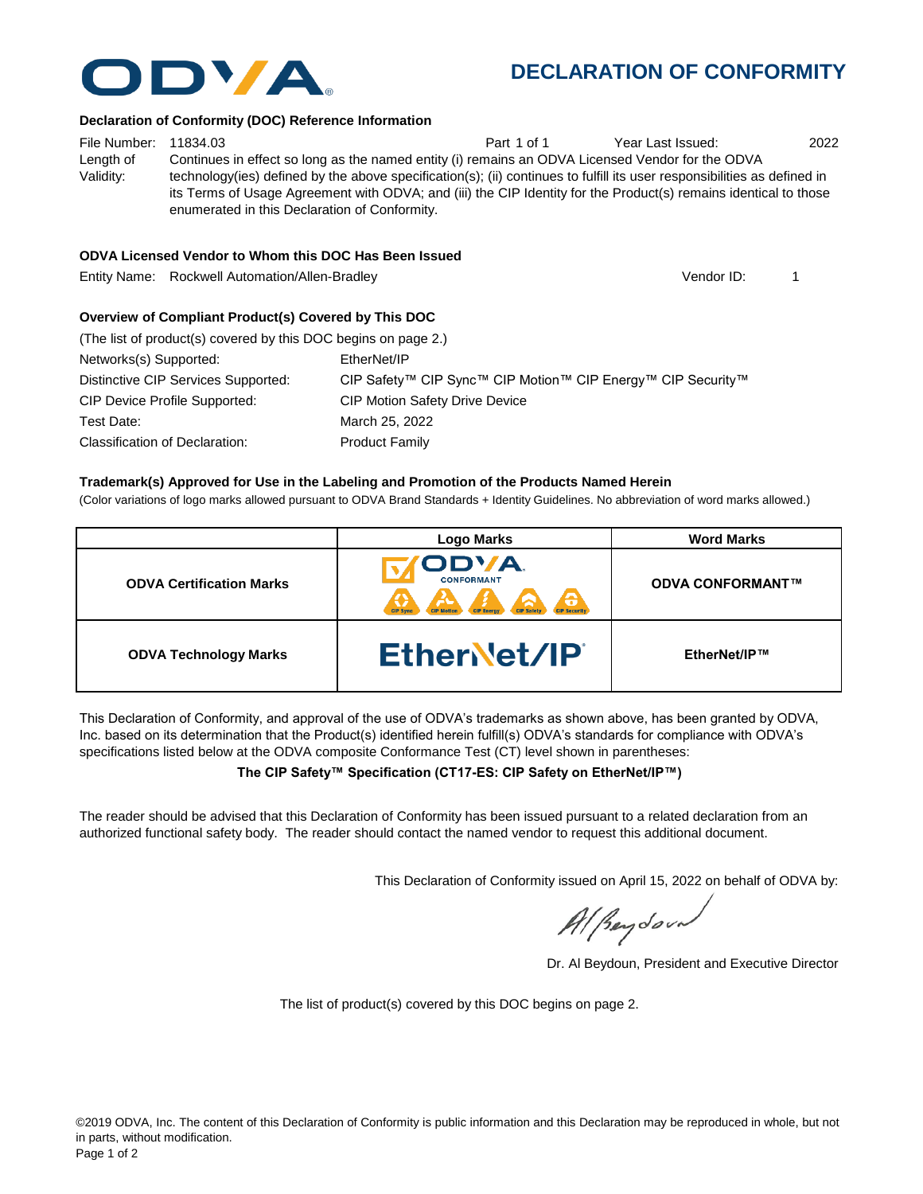# DECLARATION OF CONFORMITY

### Declaration of Conformity (DOC) Reference Information

File Number: 11834.03 Part 1 of 1 Year Last Issued: 2022

Length of Validity: Continues in effect so long as the named entity (i) remains an ODVA Licensed Vendor for the ODVA technology(ies) defined by the above specification(s); (ii) continues to fulfill its user responsibilities as defined in its Terms of Usage Agreement with ODVA; and (iii) the CIP Identity for the Product(s) remains identical to those enumerated in this Declaration of Conformity.

### ODVA Licensed Vendor to Whom this DOC Has Been Issued

Entity Name: Rockwell Automation/Allen-Bradley Vendor ID: 1

### Overview of Compliant Product(s) Covered by This DOC

(The list of product(s) covered by this DOC begins on page 2.)

Networks(s) Supported: EtherNet/IP

Distinctive CIP Services Supported: CIP Safety™ CIP Sync™ CIP Motion™ CIP Energy™ CIP Security™

CIP Device Profile Supported: CIP Motion Safety Drive Device

Test Date: March 25, 2022

Classification of Declaration: Product Family

### Trademark(s) Approved for Use in the Labeling and Promotion of the Products Named Herein

(Color variations of logo marks allowed pursuant to ODVA Brand Standards + Identity Guidelines. No abbreviation of word marks allowed.)

| | Logo Marks | Word Marks |
|---|---|---|
| **ODVA Certification Marks** | ODVA CONFORMANT (CIP Sync, CIP Motion, CIP Energy, CIP Safety, CIP Security) | **ODVA CONFORMANT™** |
| **ODVA Technology Marks** | EtherNet/IP | **EtherNet/IP™** |

This Declaration of Conformity, and approval of the use of ODVA's trademarks as shown above, has been granted by ODVA, Inc. based on its determination that the Product(s) identified herein fulfill(s) ODVA's standards for compliance with ODVA's specifications listed below at the ODVA composite Conformance Test (CT) level shown in parentheses:

**The CIP Safety™ Specification (CT17-ES: CIP Safety on EtherNet/IP™)**

The reader should be advised that this Declaration of Conformity has been issued pursuant to a related declaration from an authorized functional safety body. The reader should contact the named vendor to request this additional document.

This Declaration of Conformity issued on April 15, 2022 on behalf of ODVA by:

Dr. Al Beydoun, President and Executive Director

The list of product(s) covered by this DOC begins on page 2.

©2019 ODVA, Inc. The content of this Declaration of Conformity is public information and this Declaration may be reproduced in whole, but not in parts, without modification.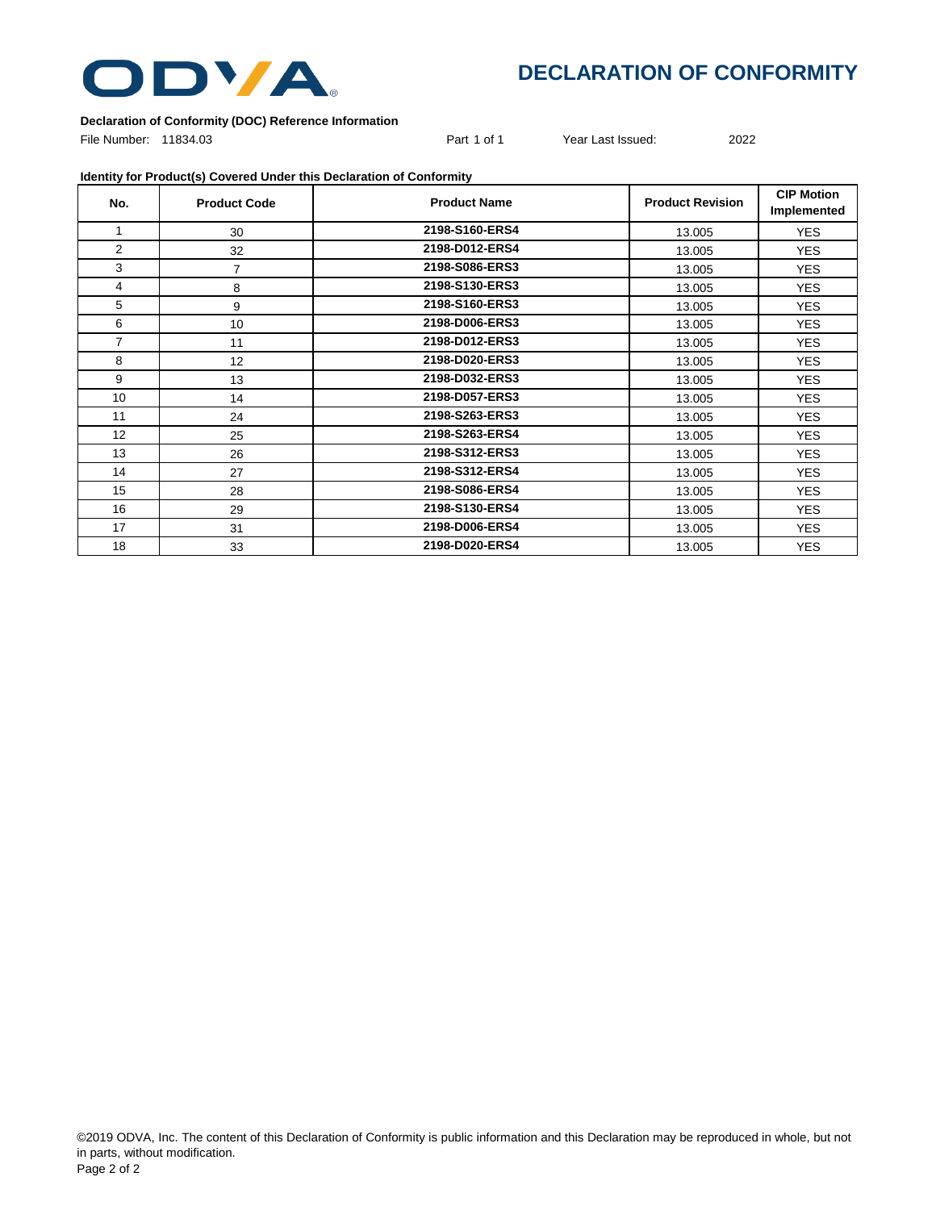# DECLARATION OF CONFORMITY

**Declaration of Conformity (DOC) Reference Information**

File Number: 11834.03 Part 1 of 1 Year Last Issued: 2022

**Identity for Product(s) Covered Under this Declaration of Conformity**

| No. | Product Code | Product Name | Product Revision | CIP Motion Implemented |
|---|---|---|---|---|
| 1 | 30 | **2198-S160-ERS4** | 13.005 | YES |
| 2 | 32 | **2198-D012-ERS4** | 13.005 | YES |
| 3 | 7 | **2198-S086-ERS3** | 13.005 | YES |
| 4 | 8 | **2198-S130-ERS3** | 13.005 | YES |
| 5 | 9 | **2198-S160-ERS3** | 13.005 | YES |
| 6 | 10 | **2198-D006-ERS3** | 13.005 | YES |
| 7 | 11 | **2198-D012-ERS3** | 13.005 | YES |
| 8 | 12 | **2198-D020-ERS3** | 13.005 | YES |
| 9 | 13 | **2198-D032-ERS3** | 13.005 | YES |
| 10 | 14 | **2198-D057-ERS3** | 13.005 | YES |
| 11 | 24 | **2198-S263-ERS3** | 13.005 | YES |
| 12 | 25 | **2198-S263-ERS4** | 13.005 | YES |
| 13 | 26 | **2198-S312-ERS3** | 13.005 | YES |
| 14 | 27 | **2198-S312-ERS4** | 13.005 | YES |
| 15 | 28 | **2198-S086-ERS4** | 13.005 | YES |
| 16 | 29 | **2198-S130-ERS4** | 13.005 | YES |
| 17 | 31 | **2198-D006-ERS4** | 13.005 | YES |
| 18 | 33 | **2198-D020-ERS4** | 13.005 | YES |

©2019 ODVA, Inc. The content of this Declaration of Conformity is public information and this Declaration may be reproduced in whole, but not in parts, without modification.